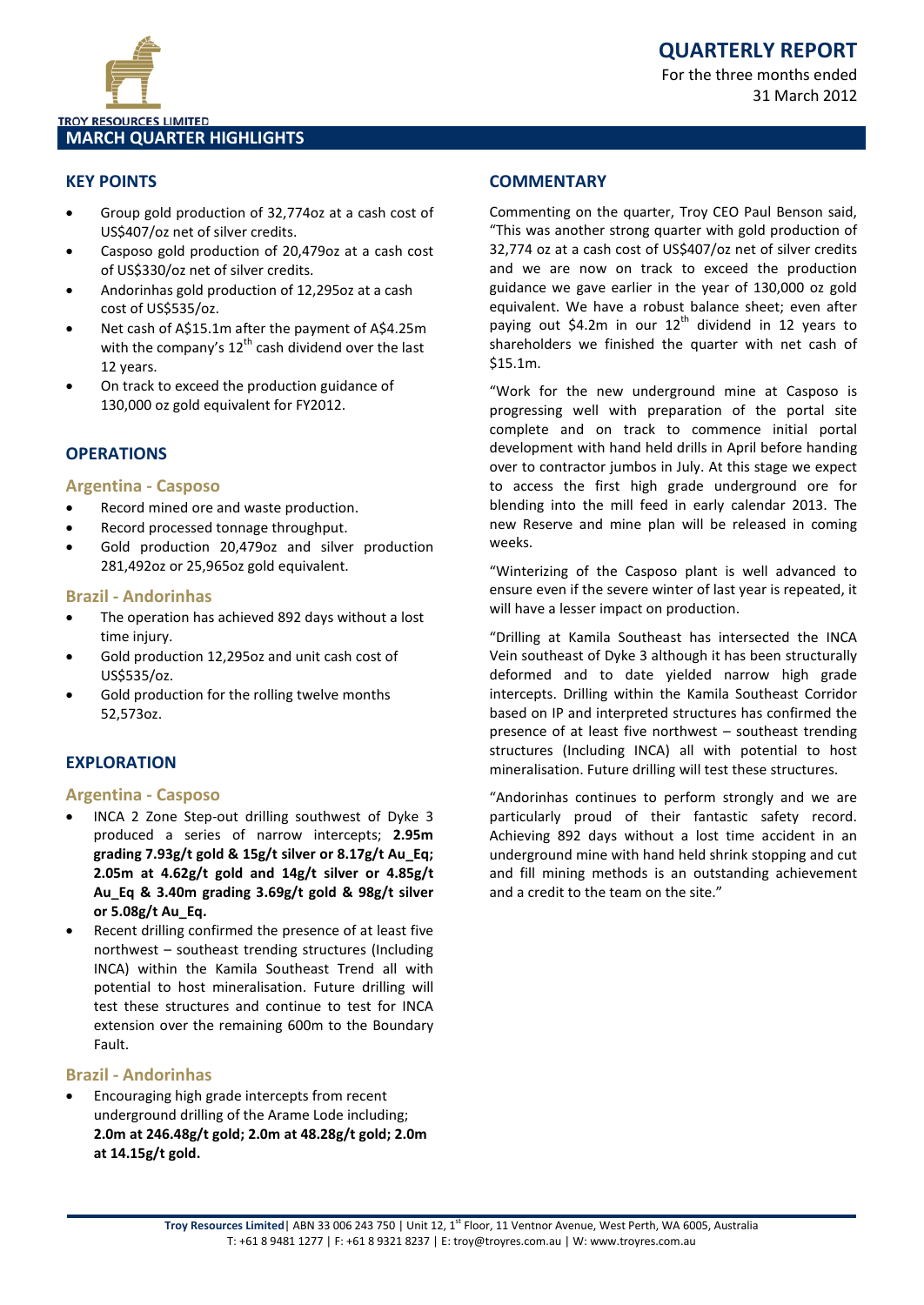# QUARTERLY REPORT

For the three months ended 31 March 2012

TROY RESOURCES LIMITED

## MARCH QUARTER HIGHLIGHTS

### KEY POINTS

- Group gold production of 32,774oz at a cash cost of US$407/oz net of silver credits.
- Casposo gold production of 20,479oz at a cash cost of US$330/oz net of silver credits.
- Andorinhas gold production of 12,295oz at a cash cost of US$535/oz.
- Net cash of A$15.1m after the payment of A$4.25m with the company's 12th cash dividend over the last 12 years.
- On track to exceed the production guidance of 130,000 oz gold equivalent for FY2012.

### OPERATIONS

#### Argentina - Casposo

- Record mined ore and waste production.
- Record processed tonnage throughput.
- Gold production 20,479oz and silver production 281,492oz or 25,965oz gold equivalent.

#### Brazil - Andorinhas

- The operation has achieved 892 days without a lost time injury.
- Gold production 12,295oz and unit cash cost of US$535/oz.
- Gold production for the rolling twelve months 52,573oz.

### EXPLORATION

#### Argentina - Casposo

- INCA 2 Zone Step-out drilling southwest of Dyke 3 produced a series of narrow intercepts; **2.95m grading 7.93g/t gold & 15g/t silver or 8.17g/t Au_Eq; 2.05m at 4.62g/t gold and 14g/t silver or 4.85g/t Au_Eq & 3.40m grading 3.69g/t gold & 98g/t silver or 5.08g/t Au_Eq.**
- Recent drilling confirmed the presence of at least five northwest – southeast trending structures (Including INCA) within the Kamila Southeast Trend all with potential to host mineralisation. Future drilling will test these structures and continue to test for INCA extension over the remaining 600m to the Boundary Fault.

#### Brazil - Andorinhas

- Encouraging high grade intercepts from recent underground drilling of the Arame Lode including; **2.0m at 246.48g/t gold; 2.0m at 48.28g/t gold; 2.0m at 14.15g/t gold.**

### COMMENTARY

Commenting on the quarter, Troy CEO Paul Benson said, "This was another strong quarter with gold production of 32,774 oz at a cash cost of US$407/oz net of silver credits and we are now on track to exceed the production guidance we gave earlier in the year of 130,000 oz gold equivalent. We have a robust balance sheet; even after paying out $4.2m in our 12th dividend in 12 years to shareholders we finished the quarter with net cash of $15.1m.

"Work for the new underground mine at Casposo is progressing well with preparation of the portal site complete and on track to commence initial portal development with hand held drills in April before handing over to contractor jumbos in July. At this stage we expect to access the first high grade underground ore for blending into the mill feed in early calendar 2013. The new Reserve and mine plan will be released in coming weeks.

"Winterizing of the Casposo plant is well advanced to ensure even if the severe winter of last year is repeated, it will have a lesser impact on production.

"Drilling at Kamila Southeast has intersected the INCA Vein southeast of Dyke 3 although it has been structurally deformed and to date yielded narrow high grade intercepts. Drilling within the Kamila Southeast Corridor based on IP and interpreted structures has confirmed the presence of at least five northwest – southeast trending structures (Including INCA) all with potential to host mineralisation. Future drilling will test these structures.

"Andorinhas continues to perform strongly and we are particularly proud of their fantastic safety record. Achieving 892 days without a lost time accident in an underground mine with hand held shrink stopping and cut and fill mining methods is an outstanding achievement and a credit to the team on the site."

**Troy Resources Limited**| ABN 33 006 243 750 | Unit 12, 1st Floor, 11 Ventnor Avenue, West Perth, WA 6005, Australia
T: +61 8 9481 1277 | F: +61 8 9321 8237 | E: troy@troyres.com.au | W: www.troyres.com.au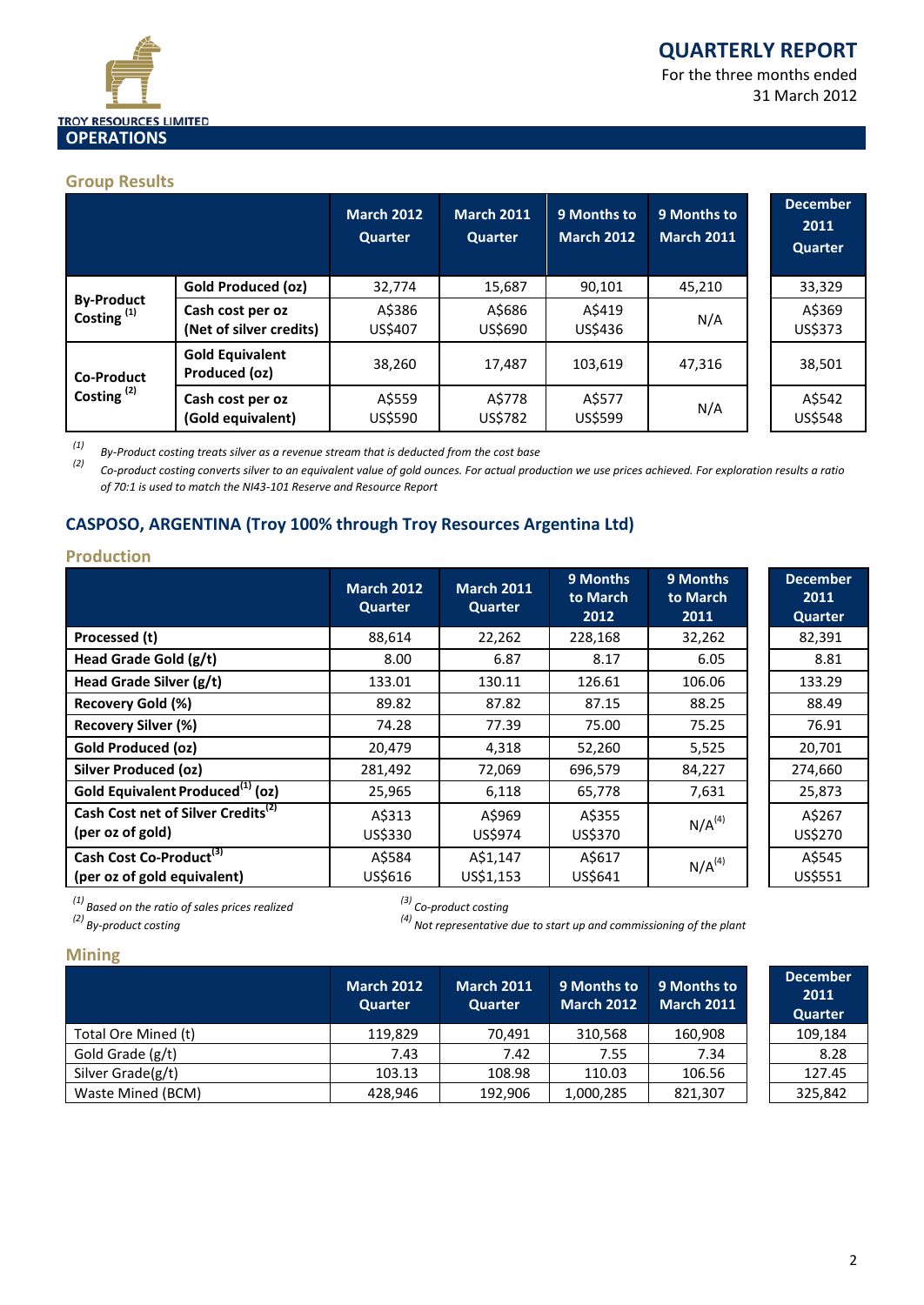# QUARTERLY REPORT

For the three months ended
31 March 2012

TROY RESOURCES LIMITED

## OPERATIONS

### Group Results

| | | March 2012 Quarter | March 2011 Quarter | 9 Months to March 2012 | 9 Months to March 2011 | December 2011 Quarter |
|---|---|---|---|---|---|---|
| By-Product Costing [1] | Gold Produced (oz) | 32,774 | 15,687 | 90,101 | 45,210 | 33,329 |
| | Cash cost per oz (Net of silver credits) | A$386 US$407 | A$686 US$690 | A$419 US$436 | N/A | A$369 US$373 |
| Co-Product Costing [2] | Gold Equivalent Produced (oz) | 38,260 | 17,487 | 103,619 | 47,316 | 38,501 |
| | Cash cost per oz (Gold equivalent) | A$559 US$590 | A$778 US$782 | A$577 US$599 | N/A | A$542 US$548 |

*(1) By-Product costing treats silver as a revenue stream that is deducted from the cost base*

*(2) Co-product costing converts silver to an equivalent value of gold ounces. For actual production we use prices achieved. For exploration results a ratio of 70:1 is used to match the NI43-101 Reserve and Resource Report*

## CASPOSO, ARGENTINA (Troy 100% through Troy Resources Argentina Ltd)

### Production

| | March 2012 Quarter | March 2011 Quarter | 9 Months to March 2012 | 9 Months to March 2011 | December 2011 Quarter |
|---|---|---|---|---|---|
| Processed (t) | 88,614 | 22,262 | 228,168 | 32,262 | 82,391 |
| Head Grade Gold (g/t) | 8.00 | 6.87 | 8.17 | 6.05 | 8.81 |
| Head Grade Silver (g/t) | 133.01 | 130.11 | 126.61 | 106.06 | 133.29 |
| Recovery Gold (%) | 89.82 | 87.82 | 87.15 | 88.25 | 88.49 |
| Recovery Silver (%) | 74.28 | 77.39 | 75.00 | 75.25 | 76.91 |
| Gold Produced (oz) | 20,479 | 4,318 | 52,260 | 5,525 | 20,701 |
| Silver Produced (oz) | 281,492 | 72,069 | 696,579 | 84,227 | 274,660 |
| Gold Equivalent Produced[1] (oz) | 25,965 | 6,118 | 65,778 | 7,631 | 25,873 |
| Cash Cost net of Silver Credits[2] (per oz of gold) | A$313 US$330 | A$969 US$974 | A$355 US$370 | N/A[4] | A$267 US$270 |
| Cash Cost Co-Product[3] (per oz of gold equivalent) | A$584 US$616 | A$1,147 US$1,153 | A$617 US$641 | N/A[4] | A$545 US$551 |

*(1) Based on the ratio of sales prices realized*
*(2) By-product costing*
*(3) Co-product costing*
*(4) Not representative due to start up and commissioning of the plant*

### Mining

| | March 2012 Quarter | March 2011 Quarter | 9 Months to March 2012 | 9 Months to March 2011 | December 2011 Quarter |
|---|---|---|---|---|---|
| Total Ore Mined (t) | 119,829 | 70,491 | 310,568 | 160,908 | 109,184 |
| Gold Grade (g/t) | 7.43 | 7.42 | 7.55 | 7.34 | 8.28 |
| Silver Grade(g/t) | 103.13 | 108.98 | 110.03 | 106.56 | 127.45 |
| Waste Mined (BCM) | 428,946 | 192,906 | 1,000,285 | 821,307 | 325,842 |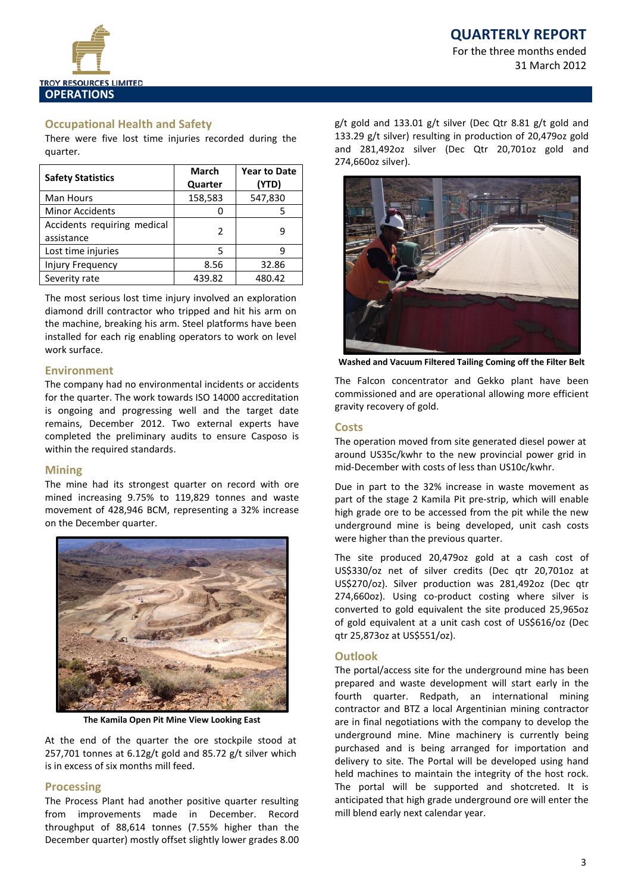## OPERATIONS

### Occupational Health and Safety

There were five lost time injuries recorded during the quarter.

| Safety Statistics | March Quarter | Year to Date (YTD) |
|---|---|---|
| Man Hours | 158,583 | 547,830 |
| Minor Accidents | 0 | 5 |
| Accidents requiring medical assistance | 2 | 9 |
| Lost time injuries | 5 | 9 |
| Injury Frequency | 8.56 | 32.86 |
| Severity rate | 439.82 | 480.42 |

The most serious lost time injury involved an exploration diamond drill contractor who tripped and hit his arm on the machine, breaking his arm. Steel platforms have been installed for each rig enabling operators to work on level work surface.

### Environment

The company had no environmental incidents or accidents for the quarter. The work towards ISO 14000 accreditation is ongoing and progressing well and the target date remains, December 2012. Two external experts have completed the preliminary audits to ensure Casposo is within the required standards.

### Mining

The mine had its strongest quarter on record with ore mined increasing 9.75% to 119,829 tonnes and waste movement of 428,946 BCM, representing a 32% increase on the December quarter.

**The Kamila Open Pit Mine View Looking East**

At the end of the quarter the ore stockpile stood at 257,701 tonnes at 6.12g/t gold and 85.72 g/t silver which is in excess of six months mill feed.

### Processing

The Process Plant had another positive quarter resulting from improvements made in December. Record throughput of 88,614 tonnes (7.55% higher than the December quarter) mostly offset slightly lower grades 8.00 g/t gold and 133.01 g/t silver (Dec Qtr 8.81 g/t gold and 133.29 g/t silver) resulting in production of 20,479oz gold and 281,492oz silver (Dec Qtr 20,701oz gold and 274,660oz silver).

**Washed and Vacuum Filtered Tailing Coming off the Filter Belt**

The Falcon concentrator and Gekko plant have been commissioned and are operational allowing more efficient gravity recovery of gold.

### Costs

The operation moved from site generated diesel power at around US35c/kwhr to the new provincial power grid in mid-December with costs of less than US10c/kwhr.

Due in part to the 32% increase in waste movement as part of the stage 2 Kamila Pit pre-strip, which will enable high grade ore to be accessed from the pit while the new underground mine is being developed, unit cash costs were higher than the previous quarter.

The site produced 20,479oz gold at a cash cost of US$330/oz net of silver credits (Dec qtr 20,701oz at US$270/oz). Silver production was 281,492oz (Dec qtr 274,660oz). Using co-product costing where silver is converted to gold equivalent the site produced 25,965oz of gold equivalent at a unit cash cost of US$616/oz (Dec qtr 25,873oz at US$551/oz).

### Outlook

The portal/access site for the underground mine has been prepared and waste development will start early in the fourth quarter. Redpath, an international mining contractor and BTZ a local Argentinian mining contractor are in final negotiations with the company to develop the underground mine. Mine machinery is currently being purchased and is being arranged for importation and delivery to site. The Portal will be developed using hand held machines to maintain the integrity of the host rock. The portal will be supported and shotcreted. It is anticipated that high grade underground ore will enter the mill blend early next calendar year.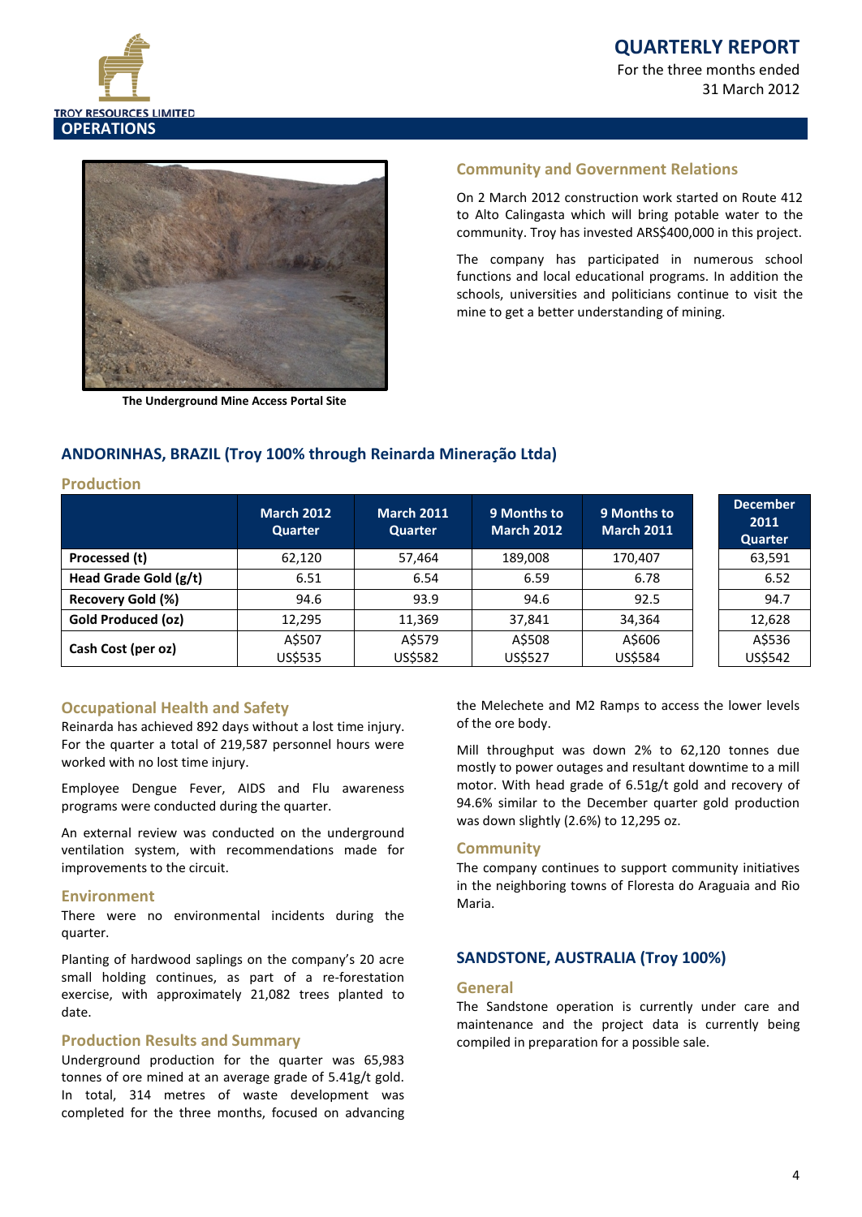## OPERATIONS

The Underground Mine Access Portal Site

### Community and Government Relations

On 2 March 2012 construction work started on Route 412 to Alto Calingasta which will bring potable water to the community. Troy has invested ARS$400,000 in this project.

The company has participated in numerous school functions and local educational programs. In addition the schools, universities and politicians continue to visit the mine to get a better understanding of mining.

## ANDORINHAS, BRAZIL (Troy 100% through Reinarda Mineração Ltda)

### Production

| | March 2012 Quarter | March 2011 Quarter | 9 Months to March 2012 | 9 Months to March 2011 | December 2011 Quarter |
|---|---|---|---|---|---|
| **Processed (t)** | 62,120 | 57,464 | 189,008 | 170,407 | 63,591 |
| **Head Grade Gold (g/t)** | 6.51 | 6.54 | 6.59 | 6.78 | 6.52 |
| **Recovery Gold (%)** | 94.6 | 93.9 | 94.6 | 92.5 | 94.7 |
| **Gold Produced (oz)** | 12,295 | 11,369 | 37,841 | 34,364 | 12,628 |
| **Cash Cost (per oz)** | A$507 US$535 | A$579 US$582 | A$508 US$527 | A$606 US$584 | A$536 US$542 |

### Occupational Health and Safety

Reinarda has achieved 892 days without a lost time injury. For the quarter a total of 219,587 personnel hours were worked with no lost time injury.

Employee Dengue Fever, AIDS and Flu awareness programs were conducted during the quarter.

An external review was conducted on the underground ventilation system, with recommendations made for improvements to the circuit.

### Environment

There were no environmental incidents during the quarter.

Planting of hardwood saplings on the company's 20 acre small holding continues, as part of a re-forestation exercise, with approximately 21,082 trees planted to date.

### Production Results and Summary

Underground production for the quarter was 65,983 tonnes of ore mined at an average grade of 5.41g/t gold. In total, 314 metres of waste development was completed for the three months, focused on advancing the Melechete and M2 Ramps to access the lower levels of the ore body.

Mill throughput was down 2% to 62,120 tonnes due mostly to power outages and resultant downtime to a mill motor. With head grade of 6.51g/t gold and recovery of 94.6% similar to the December quarter gold production was down slightly (2.6%) to 12,295 oz.

### Community

The company continues to support community initiatives in the neighboring towns of Floresta do Araguaia and Rio Maria.

## SANDSTONE, AUSTRALIA (Troy 100%)

### General

The Sandstone operation is currently under care and maintenance and the project data is currently being compiled in preparation for a possible sale.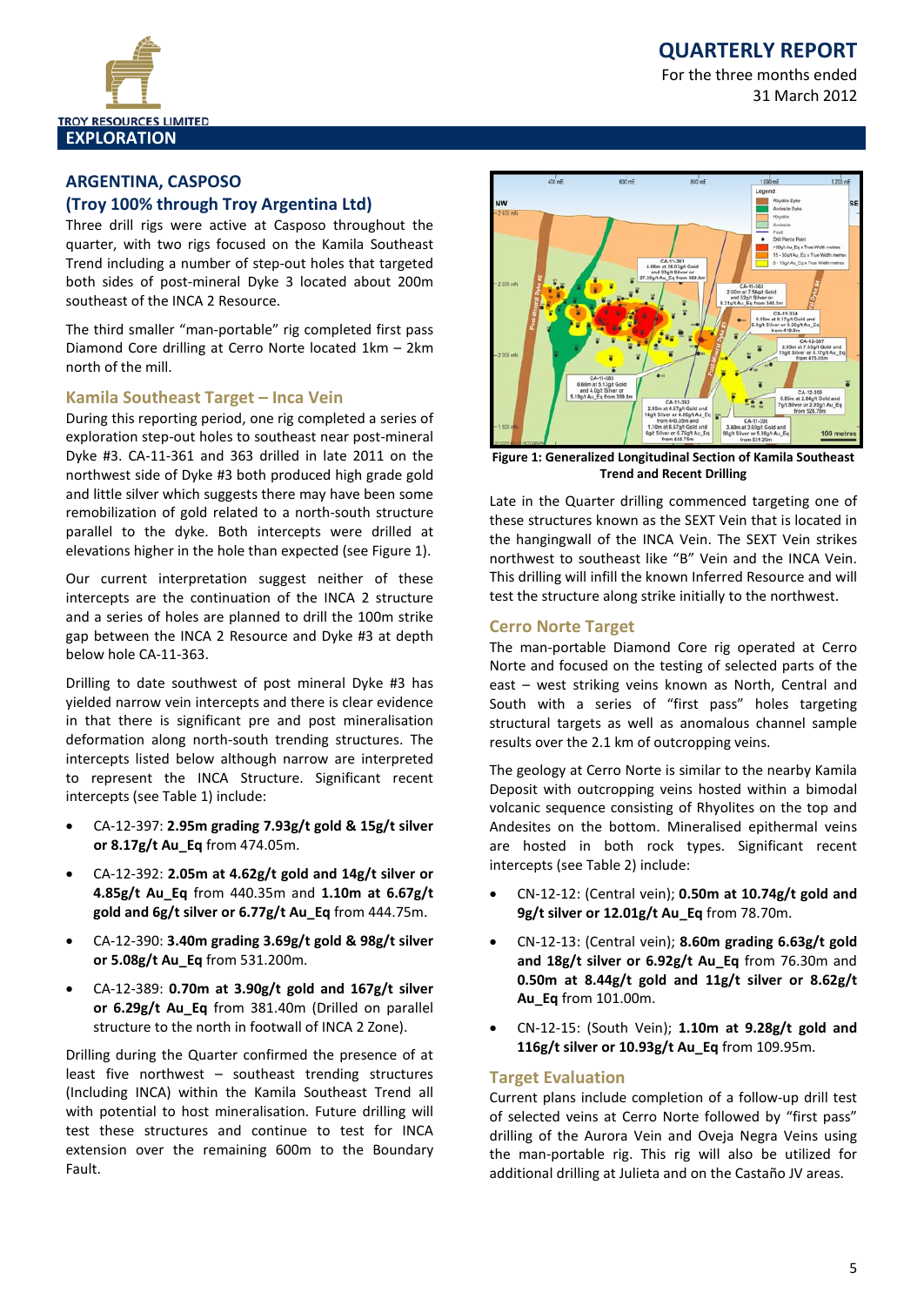## EXPLORATION

### ARGENTINA, CASPOSO

### (Troy 100% through Troy Argentina Ltd)

Three drill rigs were active at Casposo throughout the quarter, with two rigs focused on the Kamila Southeast Trend including a number of step-out holes that targeted both sides of post-mineral Dyke 3 located about 200m southeast of the INCA 2 Resource.

The third smaller "man-portable" rig completed first pass Diamond Core drilling at Cerro Norte located 1km – 2km north of the mill.

#### Kamila Southeast Target – Inca Vein

During this reporting period, one rig completed a series of exploration step-out holes to southeast near post-mineral Dyke #3. CA-11-361 and 363 drilled in late 2011 on the northwest side of Dyke #3 both produced high grade gold and little silver which suggests there may have been some remobilization of gold related to a north-south structure parallel to the dyke. Both intercepts were drilled at elevations higher in the hole than expected (see Figure 1).

Our current interpretation suggest neither of these intercepts are the continuation of the INCA 2 structure and a series of holes are planned to drill the 100m strike gap between the INCA 2 Resource and Dyke #3 at depth below hole CA-11-363.

Drilling to date southwest of post mineral Dyke #3 has yielded narrow vein intercepts and there is clear evidence in that there is significant pre and post mineralisation deformation along north-south trending structures. The intercepts listed below although narrow are interpreted to represent the INCA Structure. Significant recent intercepts (see Table 1) include:

- CA-12-397: **2.95m grading 7.93g/t gold & 15g/t silver or 8.17g/t Au_Eq** from 474.05m.
- CA-12-392: **2.05m at 4.62g/t gold and 14g/t silver or 4.85g/t Au_Eq** from 440.35m and **1.10m at 6.67g/t gold and 6g/t silver or 6.77g/t Au_Eq** from 444.75m.
- CA-12-390: **3.40m grading 3.69g/t gold & 98g/t silver or 5.08g/t Au_Eq** from 531.200m.
- CA-12-389: **0.70m at 3.90g/t gold and 167g/t silver or 6.29g/t Au_Eq** from 381.40m (Drilled on parallel structure to the north in footwall of INCA 2 Zone).

Drilling during the Quarter confirmed the presence of at least five northwest – southeast trending structures (Including INCA) within the Kamila Southeast Trend all with potential to host mineralisation. Future drilling will test these structures and continue to test for INCA extension over the remaining 600m to the Boundary Fault.

**Figure 1: Generalized Longitudinal Section of Kamila Southeast Trend and Recent Drilling**

Late in the Quarter drilling commenced targeting one of these structures known as the SEXT Vein that is located in the hangingwall of the INCA Vein. The SEXT Vein strikes northwest to southeast like "B" Vein and the INCA Vein. This drilling will infill the known Inferred Resource and will test the structure along strike initially to the northwest.

#### Cerro Norte Target

The man-portable Diamond Core rig operated at Cerro Norte and focused on the testing of select parts of the east – west striking veins known as North, Central and South with a series of "first pass" holes targeting structural targets as well as anomalous channel sample results over the 2.1 km of outcropping veins.

The geology at Cerro Norte is similar to the nearby Kamila Deposit with outcropping veins hosted within a bimodal volcanic sequence consisting of Rhyolites on the top and Andesites on the bottom. Mineralised epithermal veins are hosted in both rock types. Significant recent intercepts (see Table 2) include:

- CN-12-12: (Central vein); **0.50m at 10.74g/t gold and 9g/t silver or 12.01g/t Au_Eq** from 78.70m.
- CN-12-13: (Central vein); **8.60m grading 6.63g/t gold and 18g/t silver or 6.92g/t Au_Eq** from 76.30m and **0.50m at 8.44g/t gold and 11g/t silver or 8.62g/t Au_Eq** from 101.00m.
- CN-12-15: (South Vein); **1.10m at 9.28g/t gold and 116g/t silver or 10.93g/t Au_Eq** from 109.95m.

#### Target Evaluation

Current plans include completion of a follow-up drill test of selected veins at Cerro Norte followed by "first pass" drilling of the Aurora Vein and Oveja Negra Veins using the man-portable rig. This rig will also be utilized for additional drilling at Julieta and on the Castaño JV areas.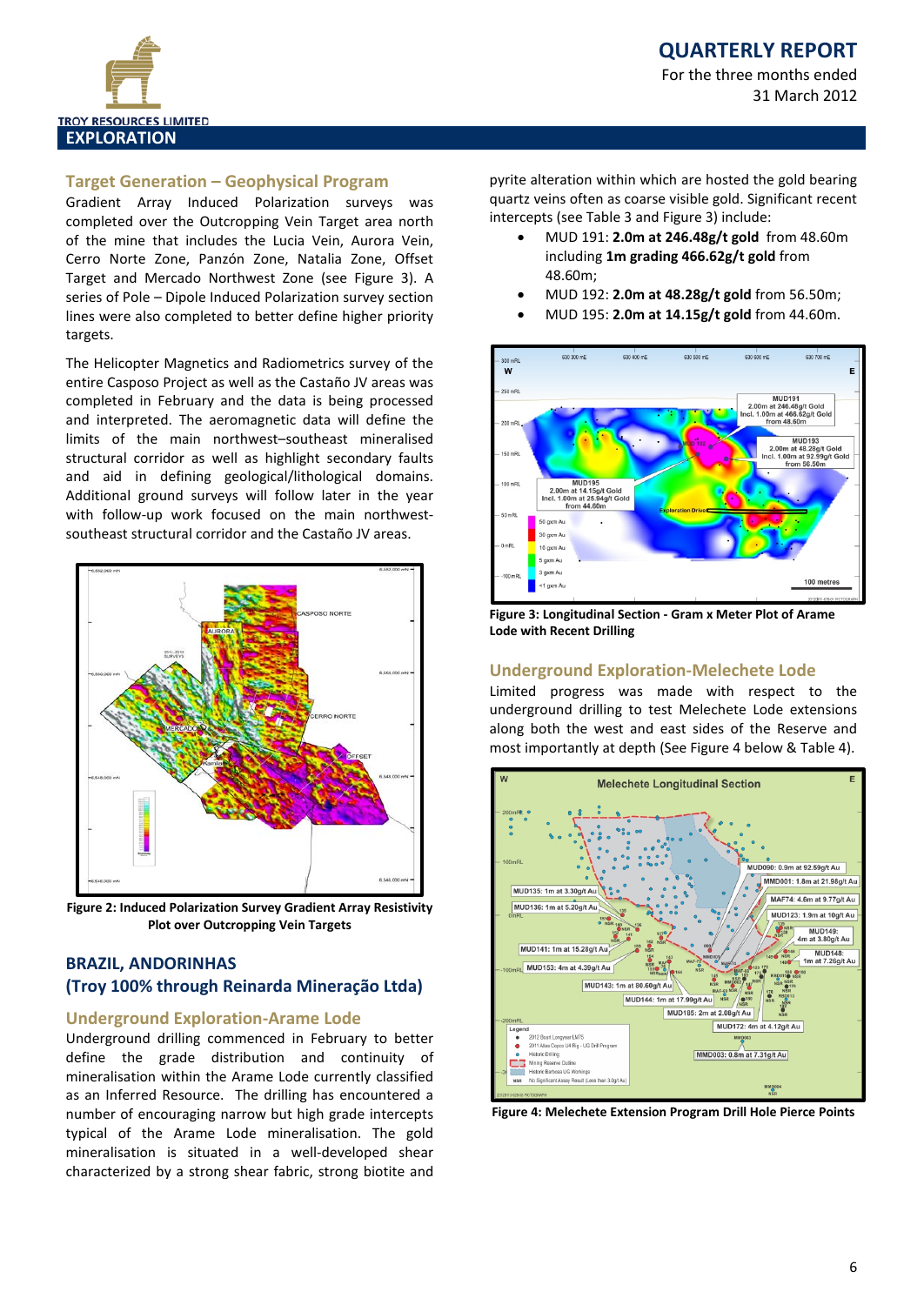## EXPLORATION

### Target Generation – Geophysical Program

Gradient Array Induced Polarization surveys was completed over the Outcropping Vein Target area north of the mine that includes the Lucia Vein, Aurora Vein, Cerro Norte Zone, Panzón Zone, Natalia Zone, Offset Target and Mercado Northwest Zone (see Figure 3). A series of Pole – Dipole Induced Polarization survey section lines were also completed to better define higher priority targets.

The Helicopter Magnetics and Radiometrics survey of the entire Casposo Project as well as the Castaño JV areas was completed in February and the data is being processed and interpreted. The aeromagnetic data will define the limits of the main northwest–southeast mineralised structural corridor as well as highlight secondary faults and aid in defining geological/lithological domains. Additional ground surveys will follow later in the year with follow-up work focused on the main northwest-southeast structural corridor and the Castaño JV areas.

**Figure 2: Induced Polarization Survey Gradient Array Resistivity Plot over Outcropping Vein Targets**

## BRAZIL, ANDORINHAS
## (Troy 100% through Reinarda Mineração Ltda)

### Underground Exploration-Arame Lode

Underground drilling commenced in February to better define the grade distribution and continuity of mineralisation within the Arame Lode currently classified as an Inferred Resource. The drilling has encountered a number of encouraging narrow but high grade intercepts typical of the Arame Lode mineralisation. The gold mineralisation is situated in a well-developed shear characterized by a strong shear fabric, strong biotite and pyrite alteration within which are hosted the gold bearing quartz veins often as coarse visible gold. Significant recent intercepts (see Table 3 and Figure 3) include:

- MUD 191: **2.0m at 246.48g/t gold** from 48.60m including **1m grading 466.62g/t gold** from 48.60m;
- MUD 192: **2.0m at 48.28g/t gold** from 56.50m;
- MUD 195: **2.0m at 14.15g/t gold** from 44.60m.

**Figure 3: Longitudinal Section - Gram x Meter Plot of Arame Lode with Recent Drilling**

### Underground Exploration-Melechete Lode

Limited progress was made with respect to the underground drilling to test Melechete Lode extensions along both the west and east sides of the Reserve and most importantly at depth (See Figure 4 below & Table 4).

**Figure 4: Melechete Extension Program Drill Hole Pierce Points**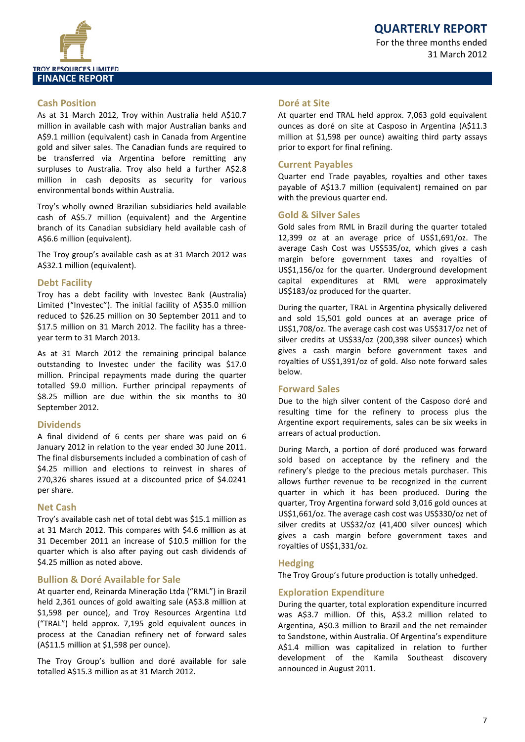# FINANCE REPORT

## Cash Position

As at 31 March 2012, Troy within Australia held A$10.7 million in available cash with major Australian banks and A$9.1 million (equivalent) cash in Canada from Argentine gold and silver sales. The Canadian funds are required to be transferred via Argentina before remitting any surpluses to Australia. Troy also held a further A$2.8 million in cash deposits as security for various environmental bonds within Australia.

Troy's wholly owned Brazilian subsidiaries held available cash of A$5.7 million (equivalent) and the Argentine branch of its Canadian subsidiary held available cash of A$6.6 million (equivalent).

The Troy group's available cash as at 31 March 2012 was A$32.1 million (equivalent).

## Debt Facility

Troy has a debt facility with Investec Bank (Australia) Limited ("Investec"). The initial facility of A$35.0 million reduced to $26.25 million on 30 September 2011 and to $17.5 million on 31 March 2012. The facility has a three-year term to 31 March 2013.

As at 31 March 2012 the remaining principal balance outstanding to Investec under the facility was $17.0 million. Principal repayments made during the quarter totalled $9.0 million. Further principal repayments of $8.25 million are due within the six months to 30 September 2012.

## Dividends

A final dividend of 6 cents per share was paid on 6 January 2012 in relation to the year ended 30 June 2011. The final disbursements included a combination of cash of $4.25 million and elections to reinvest in shares of 270,326 shares issued at a discounted price of $4.0241 per share.

## Net Cash

Troy's available cash net of total debt was $15.1 million as at 31 March 2012. This compares with $4.6 million as at 31 December 2011 an increase of $10.5 million for the quarter which is also after paying out cash dividends of $4.25 million as noted above.

## Bullion & Doré Available for Sale

At quarter end, Reinarda Mineração Ltda ("RML") in Brazil held 2,361 ounces of gold awaiting sale (A$3.8 million at $1,598 per ounce), and Troy Resources Argentina Ltd ("TRAL") held approx. 7,195 gold equivalent ounces in process at the Canadian refinery net of forward sales (A$11.5 million at $1,598 per ounce).

The Troy Group's bullion and doré available for sale totalled A$15.3 million as at 31 March 2012.

## Doré at Site

At quarter end TRAL held approx. 7,063 gold equivalent ounces as doré on site at Casposo in Argentina (A$11.3 million at $1,598 per ounce) awaiting third party assays prior to export for final refining.

## Current Payables

Quarter end Trade payables, royalties and other taxes payable of A$13.7 million (equivalent) remained on par with the previous quarter end.

## Gold & Silver Sales

Gold sales from RML in Brazil during the quarter totaled 12,399 oz at an average price of US$1,691/oz. The average Cash Cost was US$535/oz, which gives a cash margin before government taxes and royalties of US$1,156/oz for the quarter. Underground development capital expenditures at RML were approximately US$183/oz produced for the quarter.

During the quarter, TRAL in Argentina physically delivered and sold 15,501 gold ounces at an average price of US$1,708/oz. The average cash cost was US$317/oz net of silver credits at US$33/oz (200,398 silver ounces) which gives a cash margin before government taxes and royalties of US$1,391/oz of gold. Also note forward sales below.

## Forward Sales

Due to the high silver content of the Casposo doré and resulting time for the refinery to process plus the Argentine export requirements, sales can be six weeks in arrears of actual production.

During March, a portion of doré produced was forward sold based on acceptance by the refinery and the refinery's pledge to the precious metals purchaser. This allows further revenue to be recognized in the current quarter in which it has been produced. During the quarter, Troy Argentina forward sold 3,016 gold ounces at US$1,661/oz. The average cash cost was US$330/oz net of silver credits at US$32/oz (41,400 silver ounces) which gives a cash margin before government taxes and royalties of US$1,331/oz.

## Hedging

The Troy Group's future production is totally unhedged.

## Exploration Expenditure

During the quarter, total exploration expenditure incurred was A$3.7 million. Of this, A$3.2 million related to Argentina, A$0.3 million to Brazil and the net remainder to Sandstone, within Australia. Of Argentina's expenditure A$1.4 million was capitalized in relation to further development of the Kamila Southeast discovery announced in August 2011.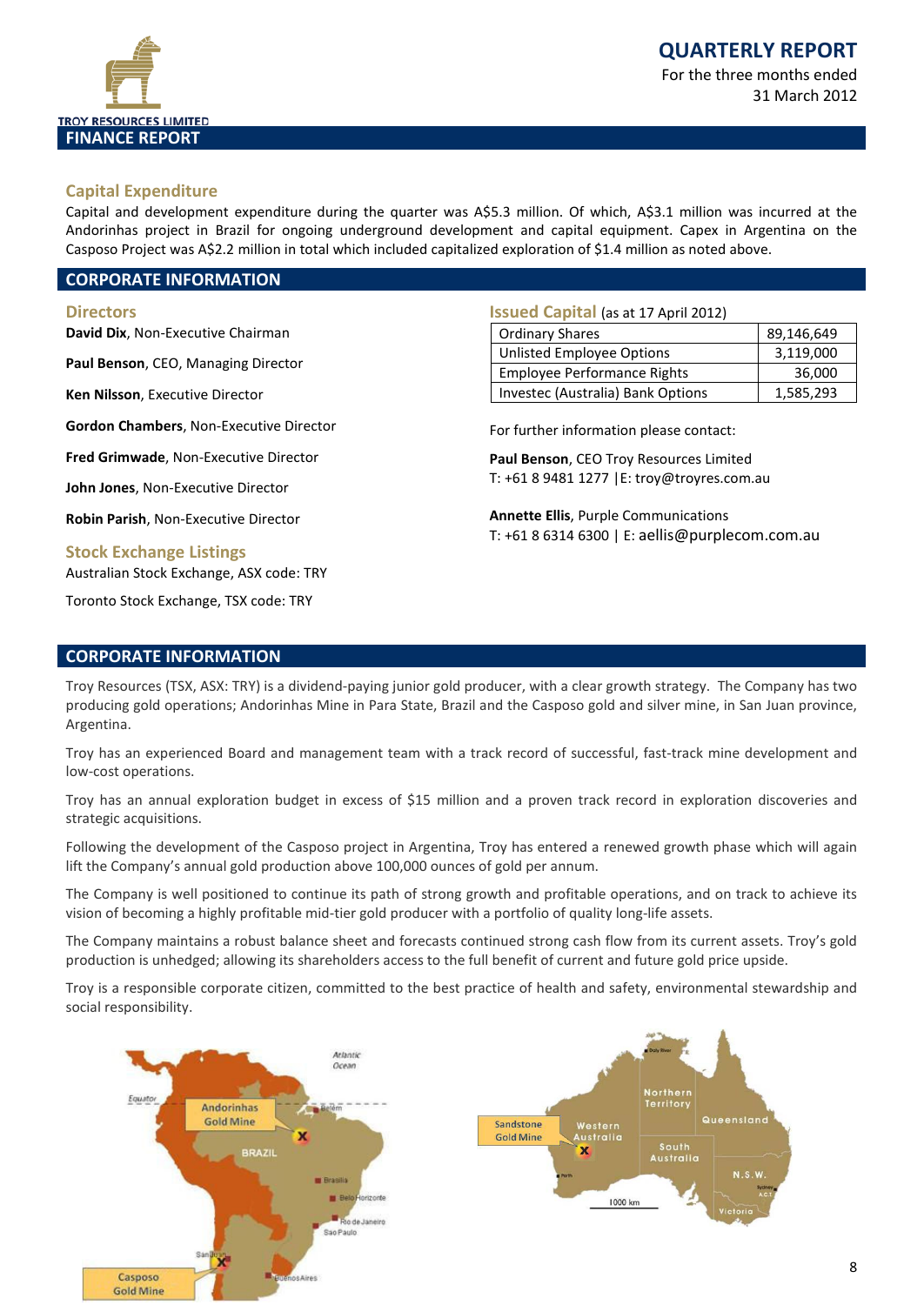## FINANCE REPORT

### Capital Expenditure

Capital and development expenditure during the quarter was A$5.3 million. Of which, A$3.1 million was incurred at the Andorinhas project in Brazil for ongoing underground development and capital equipment. Capex in Argentina on the Casposo Project was A$2.2 million in total which included capitalized exploration of $1.4 million as noted above.

## CORPORATE INFORMATION

### Directors

**David Dix**, Non-Executive Chairman

**Paul Benson**, CEO, Managing Director

**Ken Nilsson**, Executive Director

**Gordon Chambers**, Non-Executive Director

**Fred Grimwade**, Non-Executive Director

**John Jones**, Non-Executive Director

**Robin Parish**, Non-Executive Director

### Stock Exchange Listings

Australian Stock Exchange, ASX code: TRY

Toronto Stock Exchange, TSX code: TRY

### Issued Capital (as at 17 April 2012)

| | |
|---|---|
| Ordinary Shares | 89,146,649 |
| Unlisted Employee Options | 3,119,000 |
| Employee Performance Rights | 36,000 |
| Investec (Australia) Bank Options | 1,585,293 |

For further information please contact:

**Paul Benson**, CEO Troy Resources Limited
T: +61 8 9481 1277 |E: troy@troyres.com.au

**Annette Ellis**, Purple Communications
T: +61 8 6314 6300 | E: aellis@purplecom.com.au

## CORPORATE INFORMATION

Troy Resources (TSX, ASX: TRY) is a dividend-paying junior gold producer, with a clear growth strategy. The Company has two producing gold operations; Andorinhas Mine in Para State, Brazil and the Casposo gold and silver mine, in San Juan province, Argentina.

Troy has an experienced Board and management team with a track record of successful, fast-track mine development and low-cost operations.

Troy has an annual exploration budget in excess of $15 million and a proven track record in exploration discoveries and strategic acquisitions.

Following the development of the Casposo project in Argentina, Troy has entered a renewed growth phase which will again lift the Company's annual gold production above 100,000 ounces of gold per annum.

The Company is well positioned to continue its path of strong growth and profitable operations, and on track to achieve its vision of becoming a highly profitable mid-tier gold producer with a portfolio of quality long-life assets.

The Company maintains a robust balance sheet and forecasts continued strong cash flow from its current assets. Troy's gold production is unhedged; allowing its shareholders access to the full benefit of current and future gold price upside.

Troy is a responsible corporate citizen, committed to the best practice of health and safety, environmental stewardship and social responsibility.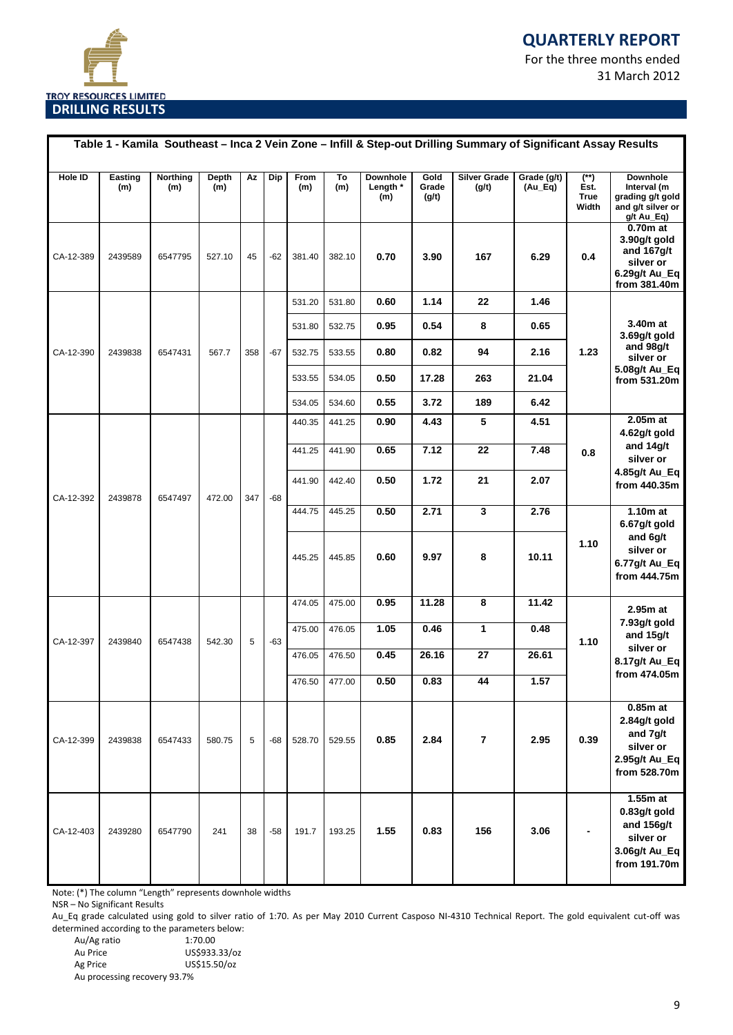## DRILLING RESULTS

**Table 1 - Kamila Southeast – Inca 2 Vein Zone – Infill & Step-out Drilling Summary of Significant Assay Results**

| Hole ID | Easting (m) | Northing (m) | Depth (m) | Az | Dip | From (m) | To (m) | Downhole Length * (m) | Gold Grade (g/t) | Silver Grade (g/t) | Grade (g/t) (Au_Eq) | (**) Est. True Width | Downhole Interval (m grading g/t gold and g/t silver or g/t Au_Eq) |
|---|---|---|---|---|---|---|---|---|---|---|---|---|---|
| CA-12-389 | 2439589 | 6547795 | 527.10 | 45 | -62 | 381.40 | 382.10 | **0.70** | **3.90** | **167** | **6.29** | **0.4** | **0.70m at 3.90g/t gold and 167g/t silver or 6.29g/t Au_Eq from 381.40m** |
| CA-12-390 | 2439838 | 6547431 | 567.7 | 358 | -67 | 531.20 | 531.80 | **0.60** | **1.14** | **22** | **1.46** | **1.23** | **3.40m at 3.69g/t gold and 98g/t silver or 5.08g/t Au_Eq from 531.20m** |
| | | | | | | 531.80 | 532.75 | **0.95** | **0.54** | **8** | **0.65** | | |
| | | | | | | 532.75 | 533.55 | **0.80** | **0.82** | **94** | **2.16** | | |
| | | | | | | 533.55 | 534.05 | **0.50** | **17.28** | **263** | **21.04** | | |
| | | | | | | 534.05 | 534.60 | **0.55** | **3.72** | **189** | **6.42** | | |
| CA-12-392 | 2439878 | 6547497 | 472.00 | 347 | -68 | 440.35 | 441.25 | **0.90** | **4.43** | **5** | **4.51** | **0.8** | **2.05m at 4.62g/t gold and 14g/t silver or 4.85g/t Au_Eq from 440.35m** |
| | | | | | | 441.25 | 441.90 | **0.65** | **7.12** | **22** | **7.48** | | |
| | | | | | | 441.90 | 442.40 | **0.50** | **1.72** | **21** | **2.07** | | |
| | | | | | | 444.75 | 445.25 | **0.50** | **2.71** | **3** | **2.76** | **1.10** | **1.10m at 6.67g/t gold and 6g/t silver or 6.77g/t Au_Eq from 444.75m** |
| | | | | | | 445.25 | 445.85 | **0.60** | **9.97** | **8** | **10.11** | | |
| CA-12-397 | 2439840 | 6547438 | 542.30 | 5 | -63 | 474.05 | 475.00 | **0.95** | **11.28** | **8** | **11.42** | **1.10** | **2.95m at 7.93g/t gold and 15g/t silver or 8.17g/t Au_Eq from 474.05m** |
| | | | | | | 475.00 | 476.05 | **1.05** | **0.46** | **1** | **0.48** | | |
| | | | | | | 476.05 | 476.50 | **0.45** | **26.16** | **27** | **26.61** | | |
| | | | | | | 476.50 | 477.00 | **0.50** | **0.83** | **44** | **1.57** | | |
| CA-12-399 | 2439838 | 6547433 | 580.75 | 5 | -68 | 528.70 | 529.55 | **0.85** | **2.84** | **7** | **2.95** | **0.39** | **0.85m at 2.84g/t gold and 7g/t silver or 2.95g/t Au_Eq from 528.70m** |
| CA-12-403 | 2439280 | 6547790 | 241 | 38 | -58 | 191.7 | 193.25 | **1.55** | **0.83** | **156** | **3.06** | **-** | **1.55m at 0.83g/t gold and 156g/t silver or 3.06g/t Au_Eq from 191.70m** |

Note: (*) The column "Length" represents downhole widths

NSR – No Significant Results

Au_Eq grade calculated using gold to silver ratio of 1:70. As per May 2010 Current Casposo NI-4310 Technical Report. The gold equivalent cut-off was determined according to the parameters below:

| | |
|---|---|
| Au/Ag ratio | 1:70.00 |
| Au Price | US$933.33/oz |
| Ag Price | US$15.50/oz |

Au processing recovery 93.7%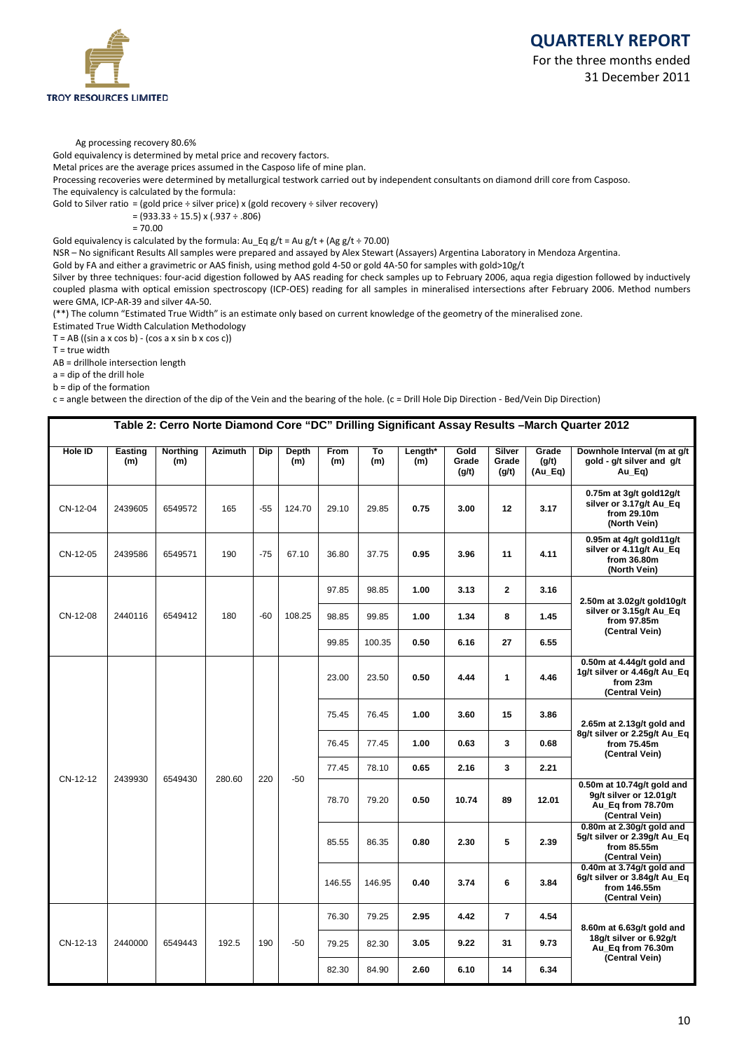Ag processing recovery 80.6%

Gold equivalency is determined by metal price and recovery factors.

Metal prices are the average prices assumed in the Casposo life of mine plan.

Processing recoveries were determined by metallurgical testwork carried out by independent consultants on diamond drill core from Casposo.

The equivalency is calculated by the formula:

Gold to Silver ratio = (gold price ÷ silver price) x (gold recovery ÷ silver recovery)

= (933.33 ÷ 15.5) x (.937 ÷ .806)

= 70.00

Gold equivalency is calculated by the formula: Au_Eq g/t = Au g/t + (Ag g/t ÷ 70.00)

NSR – No significant Results All samples were prepared and assayed by Alex Stewart (Assayers) Argentina Laboratory in Mendoza Argentina.

Gold by FA and either a gravimetric or AAS finish, using method gold 4-50 or gold 4A-50 for samples with gold>10g/t

Silver by three techniques: four-acid digestion followed by AAS reading for check samples up to February 2006, aqua regia digestion followed by inductively coupled plasma with optical emission spectroscopy (ICP-OES) reading for all samples in mineralised intersections after February 2006. Method numbers were GMA, ICP-AR-39 and silver 4A-50.

(**) The column "Estimated True Width" is an estimate only based on current knowledge of the geometry of the mineralised zone.

Estimated True Width Calculation Methodology

T = AB ((sin a x cos b) - (cos a x sin b x cos c))

T = true width

AB = drillhole intersection length

a = dip of the drill hole

b = dip of the formation

c = angle between the direction of the dip of the Vein and the bearing of the hole. (c = Drill Hole Dip Direction - Bed/Vein Dip Direction)

**Table 2: Cerro Norte Diamond Core "DC" Drilling Significant Assay Results –March Quarter 2012**

| Hole ID | Easting (m) | Northing (m) | Azimuth | Dip | Depth (m) | From (m) | To (m) | Length* (m) | Gold Grade (g/t) | Silver Grade (g/t) | Grade (g/t) (Au_Eq) | Downhole Interval (m at g/t gold - g/t silver and g/t Au_Eq) |
|---|---|---|---|---|---|---|---|---|---|---|---|---|
| CN-12-04 | 2439605 | 6549572 | 165 | -55 | 124.70 | 29.10 | 29.85 | 0.75 | 3.00 | 12 | 3.17 | 0.75m at 3g/t gold12g/t silver or 3.17g/t Au_Eq from 29.10m (North Vein) |
| CN-12-05 | 2439586 | 6549571 | 190 | -75 | 67.10 | 36.80 | 37.75 | 0.95 | 3.96 | 11 | 4.11 | 0.95m at 4g/t gold11g/t silver or 4.11g/t Au_Eq from 36.80m (North Vein) |
| CN-12-08 | 2440116 | 6549412 | 180 | -60 | 108.25 | 97.85 | 98.85 | 1.00 | 3.13 | 2 | 3.16 | 2.50m at 3.02g/t gold10g/t silver or 3.15g/t Au_Eq from 97.85m (Central Vein) |
| | | | | | | 98.85 | 99.85 | 1.00 | 1.34 | 8 | 1.45 | |
| | | | | | | 99.85 | 100.35 | 0.50 | 6.16 | 27 | 6.55 | |
| CN-12-12 | 2439930 | 6549430 | 280.60 | 220 | -50 | 23.00 | 23.50 | 0.50 | 4.44 | 1 | 4.46 | 0.50m at 4.44g/t gold and 1g/t silver or 4.46g/t Au_Eq from 23m (Central Vein) |
| | | | | | | 75.45 | 76.45 | 1.00 | 3.60 | 15 | 3.86 | 2.65m at 2.13g/t gold and 8g/t silver or 2.25g/t Au_Eq from 75.45m (Central Vein) |
| | | | | | | 76.45 | 77.45 | 1.00 | 0.63 | 3 | 0.68 | |
| | | | | | | 77.45 | 78.10 | 0.65 | 2.16 | 3 | 2.21 | |
| | | | | | | 78.70 | 79.20 | 0.50 | 10.74 | 89 | 12.01 | 0.50m at 10.74g/t gold and 9g/t silver or 12.01g/t Au_Eq from 78.70m (Central Vein) |
| | | | | | | 85.55 | 86.35 | 0.80 | 2.30 | 5 | 2.39 | 0.80m at 2.30g/t gold and 5g/t silver or 2.39g/t Au_Eq from 85.55m (Central Vein) |
| | | | | | | 146.55 | 146.95 | 0.40 | 3.74 | 6 | 3.84 | 0.40m at 3.74g/t gold and 6g/t silver or 3.84g/t Au_Eq from 146.55m (Central Vein) |
| CN-12-13 | 2440000 | 6549443 | 192.5 | 190 | -50 | 76.30 | 79.25 | 2.95 | 4.42 | 7 | 4.54 | 8.60m at 6.63g/t gold and 18g/t silver or 6.92g/t Au_Eq from 76.30m (Central Vein) |
| | | | | | | 79.25 | 82.30 | 3.05 | 9.22 | 31 | 9.73 | |
| | | | | | | 82.30 | 84.90 | 2.60 | 6.10 | 14 | 6.34 | |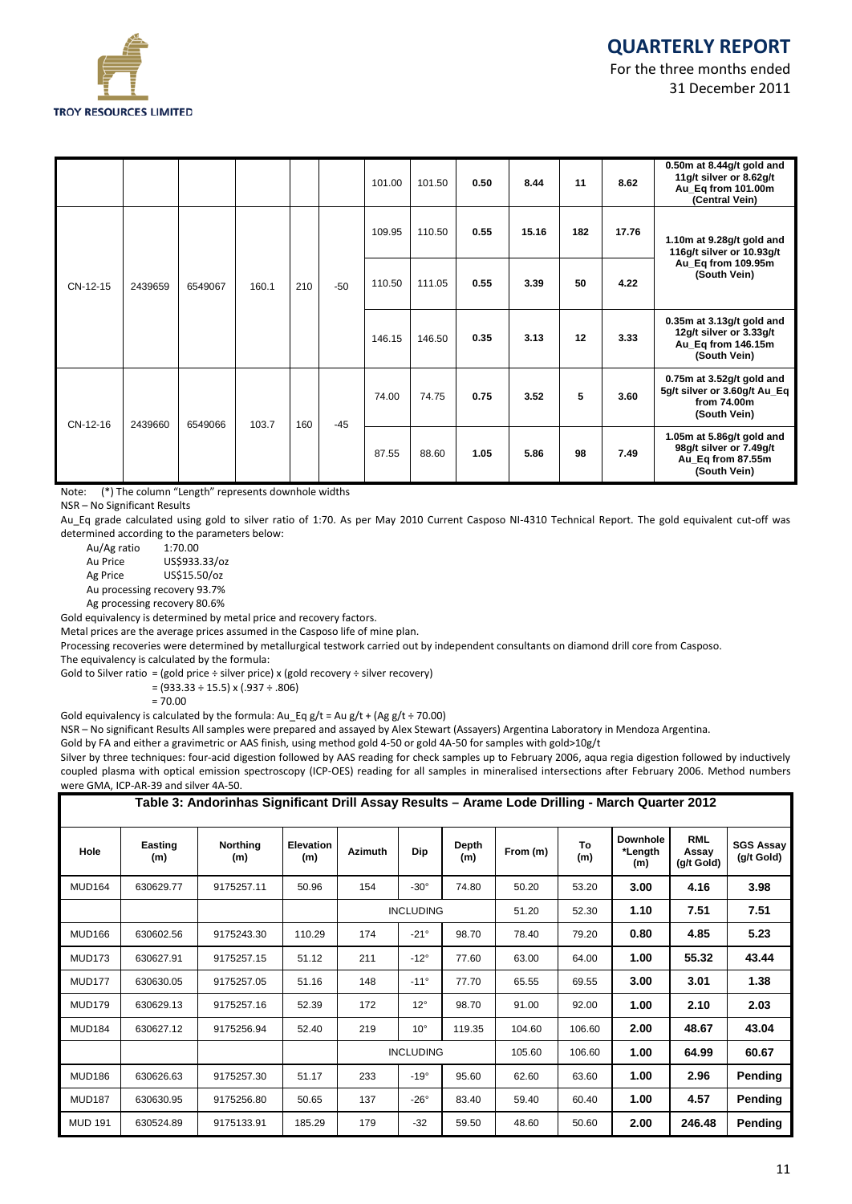|  |  |  |  |  |  | 101.00 | 101.50 | 0.50 | 8.44 | 11 | 8.62 | 0.50m at 8.44g/t gold and 11g/t silver or 8.62g/t Au_Eq from 101.00m (Central Vein) |
|---|---|---|---|---|---|---|---|---|---|---|---|---|
| CN-12-15 | 2439659 | 6549067 | 160.1 | 210 | -50 | 109.95 | 110.50 | 0.55 | 15.16 | 182 | 17.76 | 1.10m at 9.28g/t gold and 116g/t silver or 10.93g/t Au_Eq from 109.95m (South Vein) |
|  |  |  |  |  |  | 110.50 | 111.05 | 0.55 | 3.39 | 50 | 4.22 |  |
|  |  |  |  |  |  | 146.15 | 146.50 | 0.35 | 3.13 | 12 | 3.33 | 0.35m at 3.13g/t gold and 12g/t silver or 3.33g/t Au_Eq from 146.15m (South Vein) |
| CN-12-16 | 2439660 | 6549066 | 103.7 | 160 | -45 | 74.00 | 74.75 | 0.75 | 3.52 | 5 | 3.60 | 0.75m at 3.52g/t gold and 5g/t silver or 3.60g/t Au_Eq from 74.00m (South Vein) |
|  |  |  |  |  |  | 87.55 | 88.60 | 1.05 | 5.86 | 98 | 7.49 | 1.05m at 5.86g/t gold and 98g/t silver or 7.49g/t Au_Eq from 87.55m (South Vein) |

Note: (*) The column "Length" represents downhole widths

NSR – No Significant Results

Au_Eq grade calculated using gold to silver ratio of 1:70. As per May 2010 Current Casposo NI-4310 Technical Report. The gold equivalent cut-off was determined according to the parameters below:

- Au/Ag ratio 1:70.00
- Au Price US$933.33/oz
- Ag Price US$15.50/oz
- Au processing recovery 93.7%
- Ag processing recovery 80.6%

Gold equivalency is determined by metal price and recovery factors.

Metal prices are the average prices assumed in the Casposo life of mine plan.

Processing recoveries were determined by metallurgical testwork carried out by independent consultants on diamond drill core from Casposo.

The equivalency is calculated by the formula:

Gold to Silver ratio = (gold price ÷ silver price) x (gold recovery ÷ silver recovery)

= (933.33 ÷ 15.5) x (.937 ÷ .806)

= 70.00

Gold equivalency is calculated by the formula: Au_Eq g/t = Au g/t + (Ag g/t ÷ 70.00)

NSR – No significant Results All samples were prepared and assayed by Alex Stewart (Assayers) Argentina Laboratory in Mendoza Argentina.

Gold by FA and either a gravimetric or AAS finish, using method gold 4-50 or gold 4A-50 for samples with gold>10g/t

Silver by three techniques: four-acid digestion followed by AAS reading for check samples up to February 2006, aqua regia digestion followed by inductively coupled plasma with optical emission spectroscopy (ICP-OES) reading for all samples in mineralised intersections after February 2006. Method numbers were GMA, ICP-AR-39 and silver 4A-50.

**Table 3: Andorinhas Significant Drill Assay Results – Arame Lode Drilling - March Quarter 2012**

| Hole | Easting (m) | Northing (m) | Elevation (m) | Azimuth | Dip | Depth (m) | From (m) | To (m) | Downhole *Length (m) | RML Assay (g/t Gold) | SGS Assay (g/t Gold) |
|---|---|---|---|---|---|---|---|---|---|---|---|
| MUD164 | 630629.77 | 9175257.11 | 50.96 | 154 | -30° | 74.80 | 50.20 | 53.20 | **3.00** | **4.16** | **3.98** |
|  |  |  |  |  | INCLUDING |  | 51.20 | 52.30 | **1.10** | **7.51** | **7.51** |
| MUD166 | 630602.56 | 9175243.30 | 110.29 | 174 | -21° | 98.70 | 78.40 | 79.20 | **0.80** | **4.85** | **5.23** |
| MUD173 | 630627.91 | 9175257.15 | 51.12 | 211 | -12° | 77.60 | 63.00 | 64.00 | **1.00** | **55.32** | **43.44** |
| MUD177 | 630630.05 | 9175257.05 | 51.16 | 148 | -11° | 77.70 | 65.55 | 69.55 | **3.00** | **3.01** | **1.38** |
| MUD179 | 630629.13 | 9175257.16 | 52.39 | 172 | 12° | 98.70 | 91.00 | 92.00 | **1.00** | **2.10** | **2.03** |
| MUD184 | 630627.12 | 9175256.94 | 52.40 | 219 | 10° | 119.35 | 104.60 | 106.60 | **2.00** | **48.67** | **43.04** |
|  |  |  |  |  | INCLUDING |  | 105.60 | 106.60 | **1.00** | **64.99** | **60.67** |
| MUD186 | 630626.63 | 9175257.30 | 51.17 | 233 | -19° | 95.60 | 62.60 | 63.60 | **1.00** | **2.96** | **Pending** |
| MUD187 | 630630.95 | 9175256.80 | 50.65 | 137 | -26° | 83.40 | 59.40 | 60.40 | **1.00** | **4.57** | **Pending** |
| MUD 191 | 630524.89 | 9175133.91 | 185.29 | 179 | -32 | 59.50 | 48.60 | 50.60 | **2.00** | **246.48** | **Pending** |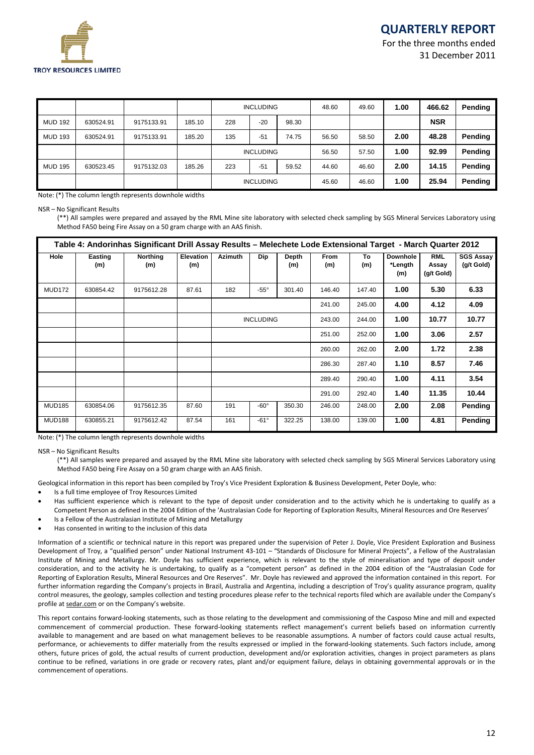| | | | | | | | | | | | |
|---|---|---|---|---|---|---|---|---|---|---|---|
| | | | | INCLUDING | | | 48.60 | 49.60 | **1.00** | **466.62** | **Pending** |
| MUD 192 | 630524.91 | 9175133.91 | 185.10 | 228 | -20 | 98.30 | | | | **NSR** | |
| MUD 193 | 630524.91 | 9175133.91 | 185.20 | 135 | -51 | 74.75 | 56.50 | 58.50 | **2.00** | **48.28** | **Pending** |
| | | | | INCLUDING | | | 56.50 | 57.50 | **1.00** | **92.99** | **Pending** |
| MUD 195 | 630523.45 | 9175132.03 | 185.26 | 223 | -51 | 59.52 | 44.60 | 46.60 | **2.00** | **14.15** | **Pending** |
| | | | | INCLUDING | | | 45.60 | 46.60 | **1.00** | **25.94** | **Pending** |

Note: (*) The column length represents downhole widths

NSR – No Significant Results

(**) All samples were prepared and assayed by the RML Mine site laboratory with selected check sampling by SGS Mineral Services Laboratory using Method FA50 being Fire Assay on a 50 gram charge with an AAS finish.

**Table 4: Andorinhas Significant Drill Assay Results – Melechete Lode Extensional Target - March Quarter 2012**

| Hole | Easting (m) | Northing (m) | Elevation (m) | Azimuth | Dip | Depth (m) | From (m) | To (m) | Downhole *Length (m) | RML Assay (g/t Gold) | SGS Assay (g/t Gold) |
|---|---|---|---|---|---|---|---|---|---|---|---|
| MUD172 | 630854.42 | 9175612.28 | 87.61 | 182 | -55° | 301.40 | 146.40 | 147.40 | **1.00** | **5.30** | **6.33** |
| | | | | | | | 241.00 | 245.00 | **4.00** | **4.12** | **4.09** |
| | | | | INCLUDING | | | 243.00 | 244.00 | **1.00** | **10.77** | **10.77** |
| | | | | | | | 251.00 | 252.00 | **1.00** | **3.06** | **2.57** |
| | | | | | | | 260.00 | 262.00 | **2.00** | **1.72** | **2.38** |
| | | | | | | | 286.30 | 287.40 | **1.10** | **8.57** | **7.46** |
| | | | | | | | 289.40 | 290.40 | **1.00** | **4.11** | **3.54** |
| | | | | | | | 291.00 | 292.40 | **1.40** | **11.35** | **10.44** |
| MUD185 | 630854.06 | 9175612.35 | 87.60 | 191 | -60° | 350.30 | 246.00 | 248.00 | **2.00** | **2.08** | **Pending** |
| MUD188 | 630855.21 | 9175612.42 | 87.54 | 161 | -61° | 322.25 | 138.00 | 139.00 | **1.00** | **4.81** | **Pending** |

Note: (*) The column length represents downhole widths

NSR – No Significant Results

(**) All samples were prepared and assayed by the RML Mine site laboratory with selected check sampling by SGS Mineral Services Laboratory using Method FA50 being Fire Assay on a 50 gram charge with an AAS finish.

Geological information in this report has been compiled by Troy's Vice President Exploration & Business Development, Peter Doyle, who:

- Is a full time employee of Troy Resources Limited
- Has sufficient experience which is relevant to the type of deposit under consideration and to the activity which he is undertaking to qualify as a Competent Person as defined in the 2004 Edition of the 'Australasian Code for Reporting of Exploration Results, Mineral Resources and Ore Reserves'
- Is a Fellow of the Australasian Institute of Mining and Metallurgy
- Has consented in writing to the inclusion of this data

Information of a scientific or technical nature in this report was prepared under the supervision of Peter J. Doyle, Vice President Exploration and Business Development of Troy, a "qualified person" under National Instrument 43-101 – "Standards of Disclosure for Mineral Projects", a Fellow of the Australasian Institute of Mining and Metallurgy. Mr. Doyle has sufficient experience, which is relevant to the style of mineralisation and type of deposit under consideration, and to the activity he is undertaking, to qualify as a "competent person" as defined in the 2004 edition of the "Australasian Code for Reporting of Exploration Results, Mineral Resources and Ore Reserves". Mr. Doyle has reviewed and approved the information contained in this report. For further information regarding the Company's projects in Brazil, Australia and Argentina, including a description of Troy's quality assurance program, quality control measures, the geology, samples collection and testing procedures please refer to the technical reports filed which are available under the Company's profile at sedar.com or on the Company's website.

This report contains forward-looking statements, such as those relating to the development and commissioning of the Casposo Mine and mill and expected commencement of commercial production. These forward-looking statements reflect management's current beliefs based on information currently available to management and are based on what management believes to be reasonable assumptions. A number of factors could cause actual results, performance, or achievements to differ materially from the results expressed or implied in the forward-looking statements. Such factors include, among others, future prices of gold, the actual results of current production, development and/or exploration activities, changes in project parameters as plans continue to be refined, variations in ore grade or recovery rates, plant and/or equipment failure, delays in obtaining governmental approvals or in the commencement of operations.